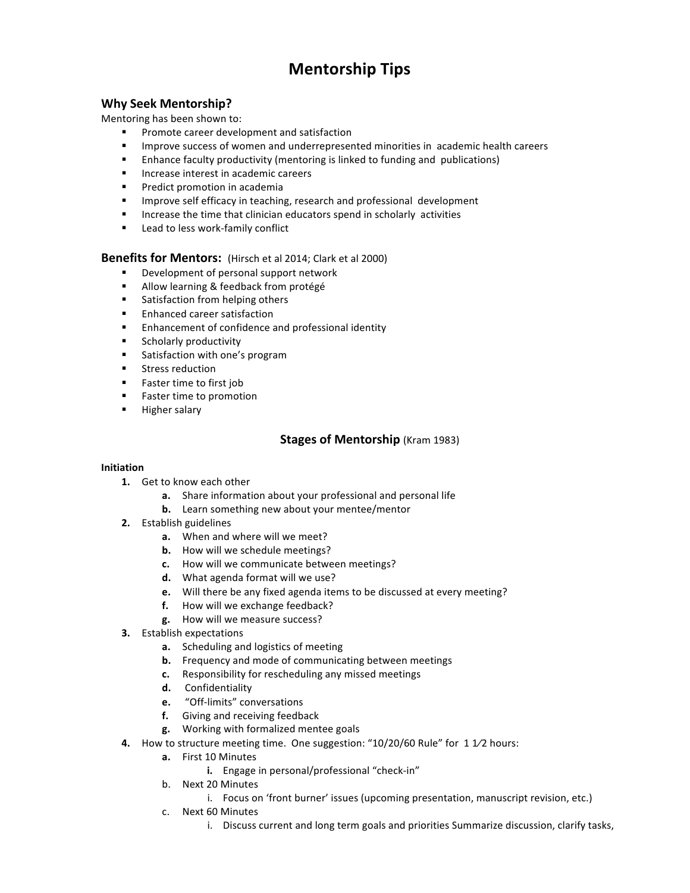# Mentorship Tips

## Why Seek Mentorship?

Mentoring has been shown to:

- Promote career development and satisfaction
- Improve success of women and underrepresented minorities in academic health careers
- Enhance faculty productivity (mentoring is linked to funding and publications)
- Increase interest in academic careers
- Predict promotion in academia
- Improve self efficacy in teaching, research and professional development
- Increase the time that clinician educators spend in scholarly activities
- Lead to less work-family conflict

## Benefits for Mentors: (Hirsch et al 2014; Clark et al 2000)

- Development of personal support network
- Allow learning & feedback from protégé
- Satisfaction from helping others
- Enhanced career satisfaction
- Enhancement of confidence and professional identity
- Scholarly productivity
- Satisfaction with one's program
- Stress reduction
- Faster time to first job
- Faster time to promotion
- Higher salary

## Stages of Mentorship (Kram 1983)

**Initiation**

1. Get to know each other
   a. Share information about your professional and personal life
   b. Learn something new about your mentee/mentor
2. Establish guidelines
   a. When and where will we meet?
   b. How will we schedule meetings?
   c. How will we communicate between meetings?
   d. What agenda format will we use?
   e. Will there be any fixed agenda items to be discussed at every meeting?
   f. How will we exchange feedback?
   g. How will we measure success?
3. Establish expectations
   a. Scheduling and logistics of meeting
   b. Frequency and mode of communicating between meetings
   c. Responsibility for rescheduling any missed meetings
   d. Confidentiality
   e. "Off-limits" conversations
   f. Giving and receiving feedback
   g. Working with formalized mentee goals
4. How to structure meeting time. One suggestion: "10/20/60 Rule" for 1 1⁄2 hours:
   a. First 10 Minutes
      i. Engage in personal/professional "check-in"
   b. Next 20 Minutes
      i. Focus on 'front burner' issues (upcoming presentation, manuscript revision, etc.)
   c. Next 60 Minutes
      i. Discuss current and long term goals and priorities Summarize discussion, clarify tasks,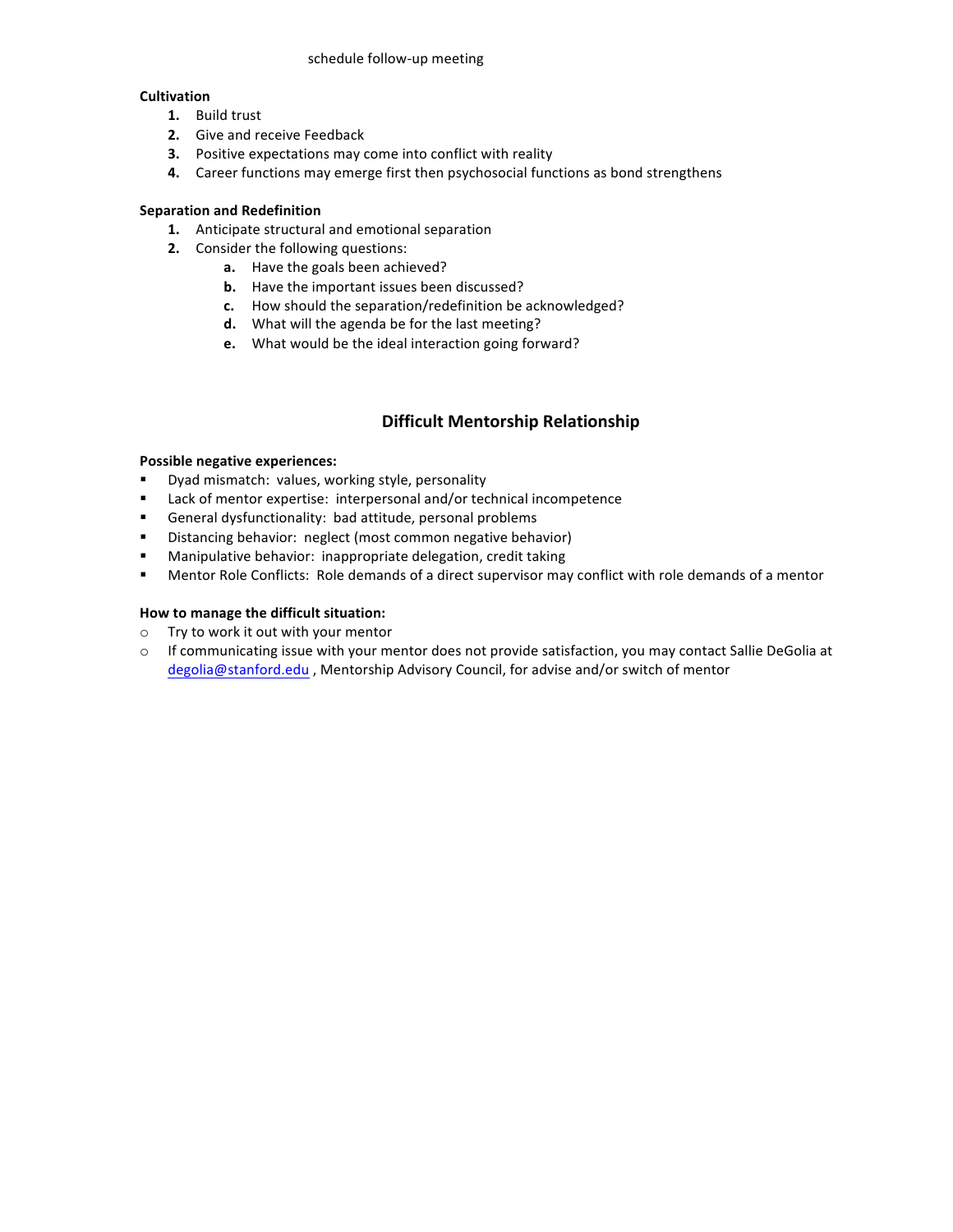schedule follow-up meeting

**Cultivation**

1. Build trust
2. Give and receive Feedback
3. Positive expectations may come into conflict with reality
4. Career functions may emerge first then psychosocial functions as bond strengthens

**Separation and Redefinition**

1. Anticipate structural and emotional separation
2. Consider the following questions:
   a. Have the goals been achieved?
   b. Have the important issues been discussed?
   c. How should the separation/redefinition be acknowledged?
   d. What will the agenda be for the last meeting?
   e. What would be the ideal interaction going forward?

## Difficult Mentorship Relationship

**Possible negative experiences:**

- Dyad mismatch: values, working style, personality
- Lack of mentor expertise: interpersonal and/or technical incompetence
- General dysfunctionality: bad attitude, personal problems
- Distancing behavior: neglect (most common negative behavior)
- Manipulative behavior: inappropriate delegation, credit taking
- Mentor Role Conflicts: Role demands of a direct supervisor may conflict with role demands of a mentor

**How to manage the difficult situation:**

- Try to work it out with your mentor
- If communicating issue with your mentor does not provide satisfaction, you may contact Sallie DeGolia at degolia@stanford.edu , Mentorship Advisory Council, for advise and/or switch of mentor